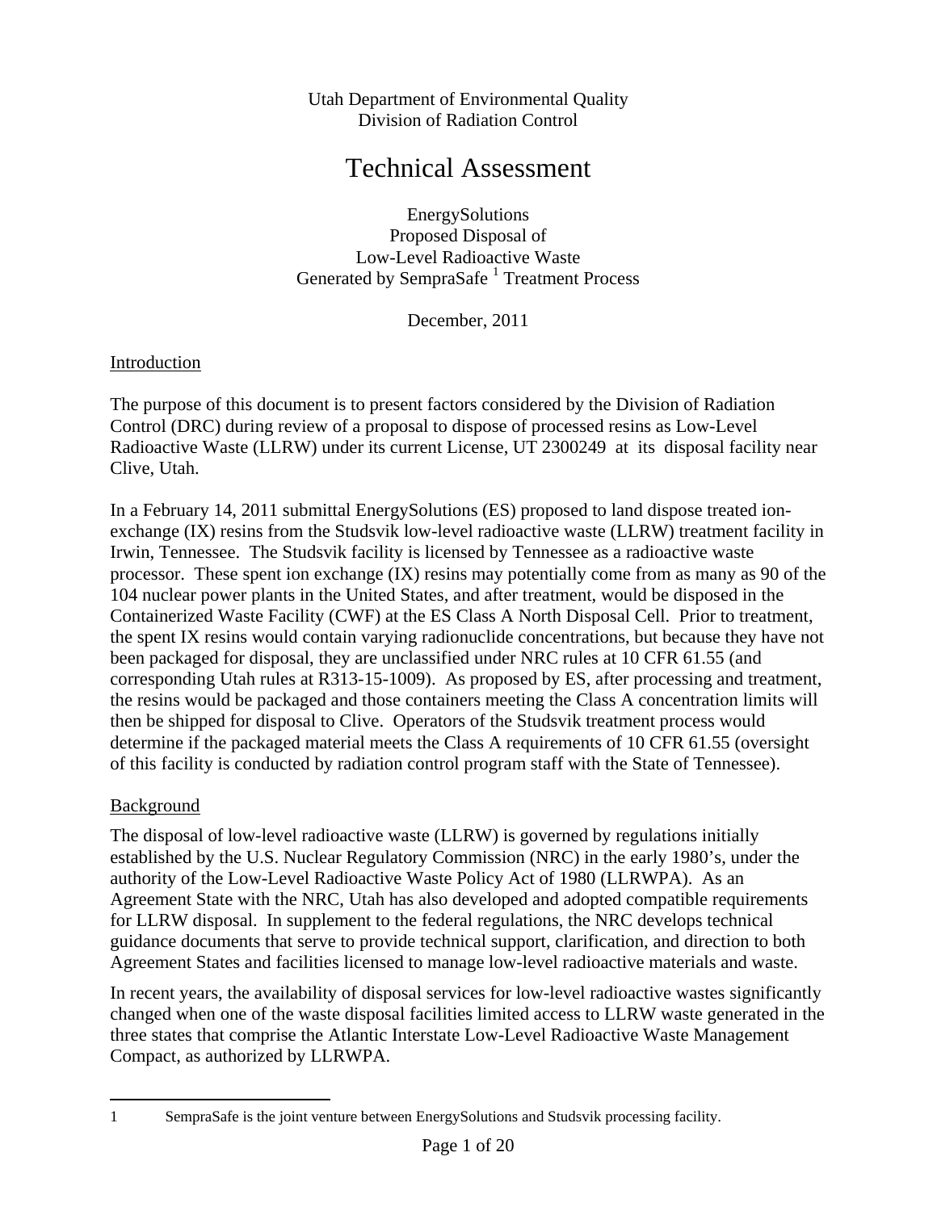Utah Department of Environmental Quality
Division of Radiation Control

# Technical Assessment

EnergySolutions
Proposed Disposal of
Low-Level Radioactive Waste
Generated by SempraSafe [1] Treatment Process

December, 2011

## Introduction

The purpose of this document is to present factors considered by the Division of Radiation Control (DRC) during review of a proposal to dispose of processed resins as Low-Level Radioactive Waste (LLRW) under its current License, UT 2300249 at its disposal facility near Clive, Utah.

In a February 14, 2011 submittal EnergySolutions (ES) proposed to land dispose treated ion-exchange (IX) resins from the Studsvik low-level radioactive waste (LLRW) treatment facility in Irwin, Tennessee. The Studsvik facility is licensed by Tennessee as a radioactive waste processor. These spent ion exchange (IX) resins may potentially come from as many as 90 of the 104 nuclear power plants in the United States, and after treatment, would be disposed in the Containerized Waste Facility (CWF) at the ES Class A North Disposal Cell. Prior to treatment, the spent IX resins would contain varying radionuclide concentrations, but because they have not been packaged for disposal, they are unclassified under NRC rules at 10 CFR 61.55 (and corresponding Utah rules at R313-15-1009). As proposed by ES, after processing and treatment, the resins would be packaged and those containers meeting the Class A concentration limits will then be shipped for disposal to Clive. Operators of the Studsvik treatment process would determine if the packaged material meets the Class A requirements of 10 CFR 61.55 (oversight of this facility is conducted by radiation control program staff with the State of Tennessee).

## Background

The disposal of low-level radioactive waste (LLRW) is governed by regulations initially established by the U.S. Nuclear Regulatory Commission (NRC) in the early 1980's, under the authority of the Low-Level Radioactive Waste Policy Act of 1980 (LLRWPA). As an Agreement State with the NRC, Utah has also developed and adopted compatible requirements for LLRW disposal. In supplement to the federal regulations, the NRC develops technical guidance documents that serve to provide technical support, clarification, and direction to both Agreement States and facilities licensed to manage low-level radioactive materials and waste.

In recent years, the availability of disposal services for low-level radioactive wastes significantly changed when one of the waste disposal facilities limited access to LLRW waste generated in the three states that comprise the Atlantic Interstate Low-Level Radioactive Waste Management Compact, as authorized by LLRWPA.

---

[1] SempraSafe is the joint venture between EnergySolutions and Studsvik processing facility.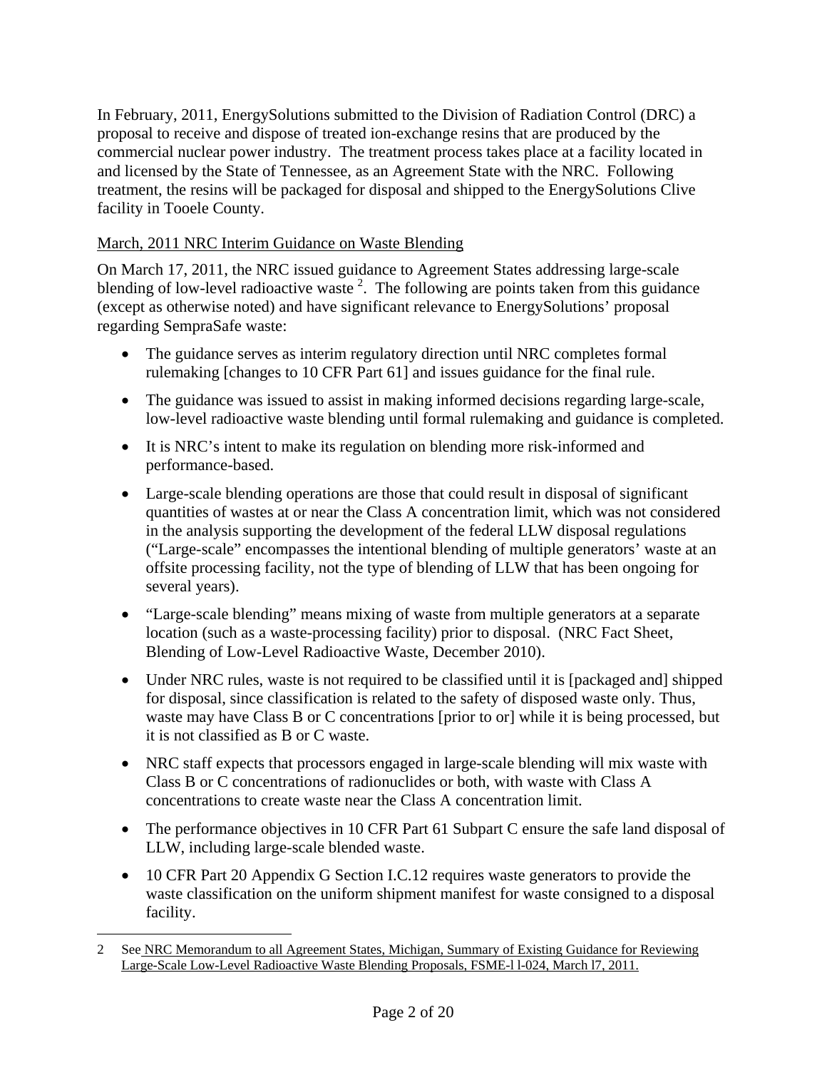In February, 2011, EnergySolutions submitted to the Division of Radiation Control (DRC) a proposal to receive and dispose of treated ion-exchange resins that are produced by the commercial nuclear power industry. The treatment process takes place at a facility located in and licensed by the State of Tennessee, as an Agreement State with the NRC. Following treatment, the resins will be packaged for disposal and shipped to the EnergySolutions Clive facility in Tooele County.

<u>March, 2011 NRC Interim Guidance on Waste Blending</u>

On March 17, 2011, the NRC issued guidance to Agreement States addressing large-scale blending of low-level radioactive waste [2]. The following are points taken from this guidance (except as otherwise noted) and have significant relevance to EnergySolutions' proposal regarding SempraSafe waste:

- The guidance serves as interim regulatory direction until NRC completes formal rulemaking [changes to 10 CFR Part 61] and issues guidance for the final rule.
- The guidance was issued to assist in making informed decisions regarding large-scale, low-level radioactive waste blending until formal rulemaking and guidance is completed.
- It is NRC's intent to make its regulation on blending more risk-informed and performance-based.
- Large-scale blending operations are those that could result in disposal of significant quantities of wastes at or near the Class A concentration limit, which was not considered in the analysis supporting the development of the federal LLW disposal regulations ("Large-scale" encompasses the intentional blending of multiple generators' waste at an offsite processing facility, not the type of blending of LLW that has been ongoing for several years).
- "Large-scale blending" means mixing of waste from multiple generators at a separate location (such as a waste-processing facility) prior to disposal. (NRC Fact Sheet, Blending of Low-Level Radioactive Waste, December 2010).
- Under NRC rules, waste is not required to be classified until it is [packaged and] shipped for disposal, since classification is related to the safety of disposed waste only. Thus, waste may have Class B or C concentrations [prior to or] while it is being processed, but it is not classified as B or C waste.
- NRC staff expects that processors engaged in large-scale blending will mix waste with Class B or C concentrations of radionuclides or both, with waste with Class A concentrations to create waste near the Class A concentration limit.
- The performance objectives in 10 CFR Part 61 Subpart C ensure the safe land disposal of LLW, including large-scale blended waste.
- 10 CFR Part 20 Appendix G Section I.C.12 requires waste generators to provide the waste classification on the uniform shipment manifest for waste consigned to a disposal facility.

---

2 See <u>NRC Memorandum to all Agreement States, Michigan, Summary of Existing Guidance for Reviewing Large-Scale Low-Level Radioactive Waste Blending Proposals, FSME-l l-024, March l7, 2011.</u>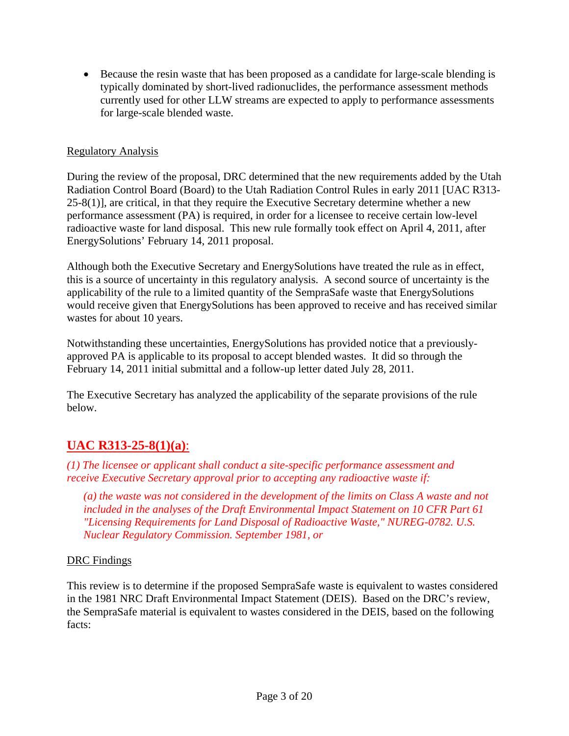- Because the resin waste that has been proposed as a candidate for large-scale blending is typically dominated by short-lived radionuclides, the performance assessment methods currently used for other LLW streams are expected to apply to performance assessments for large-scale blended waste.

<u>Regulatory Analysis</u>

During the review of the proposal, DRC determined that the new requirements added by the Utah Radiation Control Board (Board) to the Utah Radiation Control Rules in early 2011 [UAC R313-25-8(1)], are critical, in that they require the Executive Secretary determine whether a new performance assessment (PA) is required, in order for a licensee to receive certain low-level radioactive waste for land disposal. This new rule formally took effect on April 4, 2011, after EnergySolutions' February 14, 2011 proposal.

Although both the Executive Secretary and EnergySolutions have treated the rule as in effect, this is a source of uncertainty in this regulatory analysis. A second source of uncertainty is the applicability of the rule to a limited quantity of the SempraSafe waste that EnergySolutions would receive given that EnergySolutions has been approved to receive and has received similar wastes for about 10 years.

Notwithstanding these uncertainties, EnergySolutions has provided notice that a previously-approved PA is applicable to its proposal to accept blended wastes. It did so through the February 14, 2011 initial submittal and a follow-up letter dated July 28, 2011.

The Executive Secretary has analyzed the applicability of the separate provisions of the rule below.

## <u>UAC R313-25-8(1)(a)</u>:

*(1) The licensee or applicant shall conduct a site-specific performance assessment and receive Executive Secretary approval prior to accepting any radioactive waste if:*

> *(a) the waste was not considered in the development of the limits on Class A waste and not included in the analyses of the Draft Environmental Impact Statement on 10 CFR Part 61 "Licensing Requirements for Land Disposal of Radioactive Waste," NUREG-0782. U.S. Nuclear Regulatory Commission. September 1981, or*

<u>DRC Findings</u>

This review is to determine if the proposed SempraSafe waste is equivalent to wastes considered in the 1981 NRC Draft Environmental Impact Statement (DEIS). Based on the DRC's review, the SempraSafe material is equivalent to wastes considered in the DEIS, based on the following facts: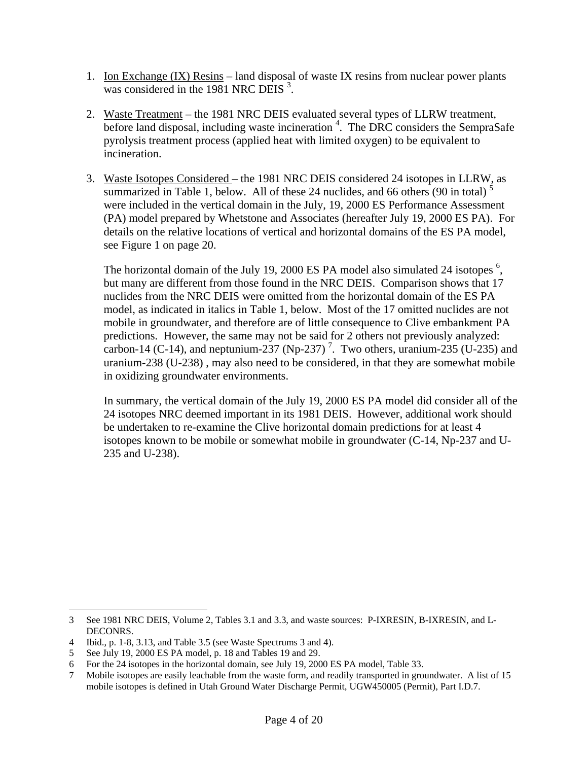1. Ion Exchange (IX) Resins – land disposal of waste IX resins from nuclear power plants was considered in the 1981 NRC DEIS [3].

2. Waste Treatment – the 1981 NRC DEIS evaluated several types of LLRW treatment, before land disposal, including waste incineration [4]. The DRC considers the SempraSafe pyrolysis treatment process (applied heat with limited oxygen) to be equivalent to incineration.

3. Waste Isotopes Considered – the 1981 NRC DEIS considered 24 isotopes in LLRW, as summarized in Table 1, below. All of these 24 nuclides, and 66 others (90 in total) [5] were included in the vertical domain in the July, 19, 2000 ES Performance Assessment (PA) model prepared by Whetstone and Associates (hereafter July 19, 2000 ES PA). For details on the relative locations of vertical and horizontal domains of the ES PA model, see Figure 1 on page 20.

   The horizontal domain of the July 19, 2000 ES PA model also simulated 24 isotopes [6], but many are different from those found in the NRC DEIS. Comparison shows that 17 nuclides from the NRC DEIS were omitted from the horizontal domain of the ES PA model, as indicated in italics in Table 1, below. Most of the 17 omitted nuclides are not mobile in groundwater, and therefore are of little consequence to Clive embankment PA predictions. However, the same may not be said for 2 others not previously analyzed: carbon-14 (C-14), and neptunium-237 (Np-237) [7]. Two others, uranium-235 (U-235) and uranium-238 (U-238) , may also need to be considered, in that they are somewhat mobile in oxidizing groundwater environments.

   In summary, the vertical domain of the July 19, 2000 ES PA model did consider all of the 24 isotopes NRC deemed important in its 1981 DEIS. However, additional work should be undertaken to re-examine the Clive horizontal domain predictions for at least 4 isotopes known to be mobile or somewhat mobile in groundwater (C-14, Np-237 and U-235 and U-238).

---

3 See 1981 NRC DEIS, Volume 2, Tables 3.1 and 3.3, and waste sources: P-IXRESIN, B-IXRESIN, and L-DECONRS.

4 Ibid., p. 1-8, 3.13, and Table 3.5 (see Waste Spectrums 3 and 4).

5 See July 19, 2000 ES PA model, p. 18 and Tables 19 and 29.

6 For the 24 isotopes in the horizontal domain, see July 19, 2000 ES PA model, Table 33.

7 Mobile isotopes are easily leachable from the waste form, and readily transported in groundwater. A list of 15 mobile isotopes is defined in Utah Ground Water Discharge Permit, UGW450005 (Permit), Part I.D.7.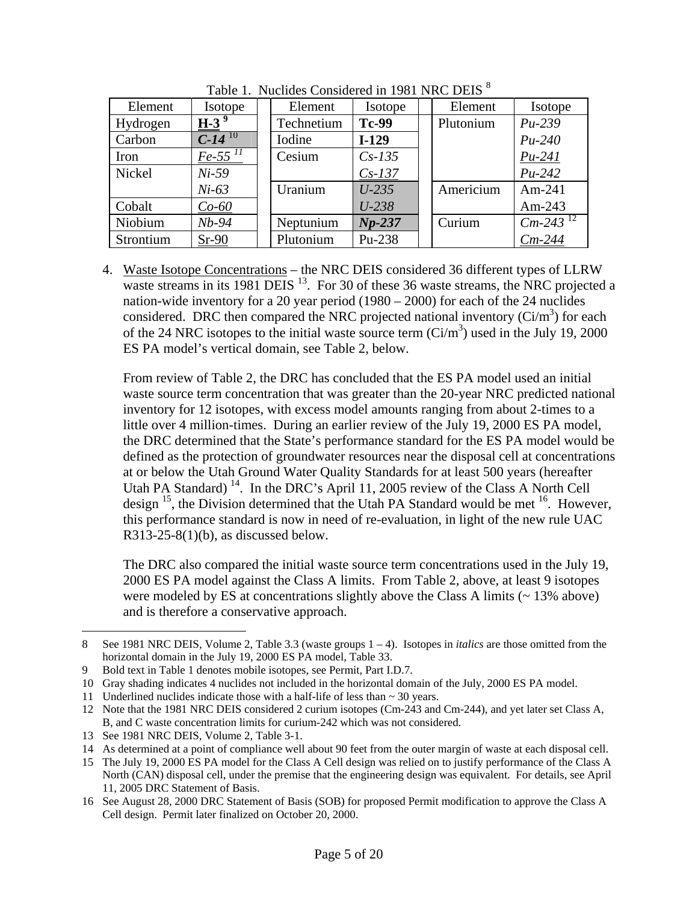Table 1. Nuclides Considered in 1981 NRC DEIS [8]

| Element | Isotope | | Element | Isotope | | Element | Isotope |
|---|---|---|---|---|---|---|---|
| Hydrogen | **H-3** [9] | | Technetium | **Tc-99** | | Plutonium | *Pu-239* |
| Carbon | ***C-14*** [10] | | Iodine | **I-129** | | | *Pu-240* |
| Iron | *Fe-55* [11] | | Cesium | *Cs-135* | | | *Pu-241* |
| Nickel | *Ni-59* | | | *Cs-137* | | | *Pu-242* |
| | *Ni-63* | | Uranium | *U-235* | | Americium | Am-241 |
| Cobalt | *Co-60* | | | *U-238* | | | Am-243 |
| Niobium | *Nb-94* | | Neptunium | ***Np-237*** | | Curium | *Cm-243* [12] |
| Strontium | Sr-90 | | Plutonium | Pu-238 | | | *Cm-244* |

4. Waste Isotope Concentrations – the NRC DEIS considered 36 different types of LLRW waste streams in its 1981 DEIS [13]. For 30 of these 36 waste streams, the NRC projected a nation-wide inventory for a 20 year period (1980 – 2000) for each of the 24 nuclides considered. DRC then compared the NRC projected national inventory ($Ci/m^3$) for each of the 24 NRC isotopes to the initial waste source term ($Ci/m^3$) used in the July 19, 2000 ES PA model's vertical domain, see Table 2, below.

   From review of Table 2, the DRC has concluded that the ES PA model used an initial waste source term concentration that was greater than the 20-year NRC predicted national inventory for 12 isotopes, with excess model amounts ranging from about 2-times to a little over 4 million-times. During an earlier review of the July 19, 2000 ES PA model, the DRC determined that the State's performance standard for the ES PA model would be defined as the protection of groundwater resources near the disposal cell at concentrations at or below the Utah Ground Water Quality Standards for at least 500 years (hereafter Utah PA Standard) [14]. In the DRC's April 11, 2005 review of the Class A North Cell design [15], the Division determined that the Utah PA Standard would be met [16]. However, this performance standard is now in need of re-evaluation, in light of the new rule UAC R313-25-8(1)(b), as discussed below.

   The DRC also compared the initial waste source term concentrations used in the July 19, 2000 ES PA model against the Class A limits. From Table 2, above, at least 9 isotopes were modeled by ES at concentrations slightly above the Class A limits (~ 13% above) and is therefore a conservative approach.

---

8 See 1981 NRC DEIS, Volume 2, Table 3.3 (waste groups 1 – 4). Isotopes in *italics* are those omitted from the horizontal domain in the July 19, 2000 ES PA model, Table 33.

9 Bold text in Table 1 denotes mobile isotopes, see Permit, Part I.D.7.

10 Gray shading indicates 4 nuclides not included in the horizontal domain of the July, 2000 ES PA model.

11 Underlined nuclides indicate those with a half-life of less than ~ 30 years.

12 Note that the 1981 NRC DEIS considered 2 curium isotopes (Cm-243 and Cm-244), and yet later set Class A, B, and C waste concentration limits for curium-242 which was not considered.

13 See 1981 NRC DEIS, Volume 2, Table 3-1.

14 As determined at a point of compliance well about 90 feet from the outer margin of waste at each disposal cell.

15 The July 19, 2000 ES PA model for the Class A Cell design was relied on to justify performance of the Class A North (CAN) disposal cell, under the premise that the engineering design was equivalent. For details, see April 11, 2005 DRC Statement of Basis.

16 See August 28, 2000 DRC Statement of Basis (SOB) for proposed Permit modification to approve the Class A Cell design. Permit later finalized on October 20, 2000.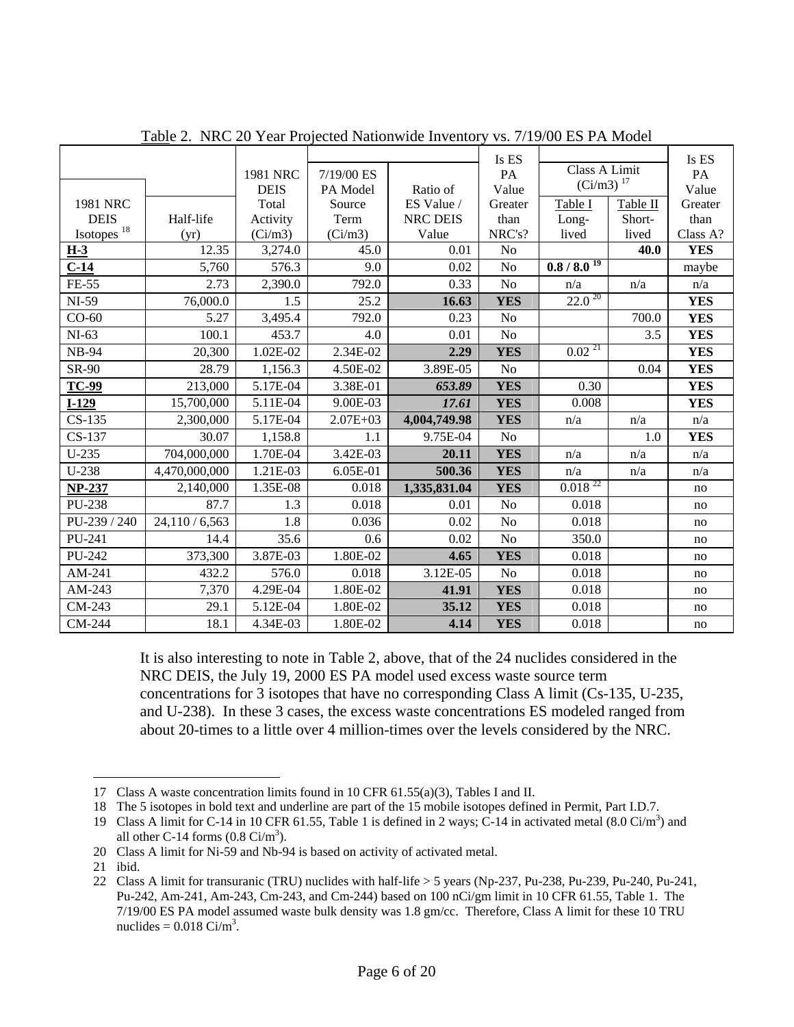Table 2. NRC 20 Year Projected Nationwide Inventory vs. 7/19/00 ES PA Model

| 1981 NRC DEIS Isotopes [18] | Half-life (yr) | 1981 NRC DEIS Total Activity (Ci/m3) | 7/19/00 ES PA Model Source Term (Ci/m3) | Ratio of ES Value / NRC DEIS Value | Is ES PA Value Greater than NRC's? | Class A Limit (Ci/m3) [17] Table I Long-lived | Table II Short-lived | Is ES PA Value Greater than Class A? |
|---|---|---|---|---|---|---|---|---|
| **H-3** | 12.35 | 3,274.0 | 45.0 | 0.01 | No | | **40.0** | **YES** |
| **C-14** | 5,760 | 576.3 | 9.0 | 0.02 | No | **0.8 / 8.0** [19] | | maybe |
| FE-55 | 2.73 | 2,390.0 | 792.0 | 0.33 | No | n/a | n/a | n/a |
| NI-59 | 76,000.0 | 1.5 | 25.2 | **16.63** | **YES** | 22.0 [20] | | **YES** |
| CO-60 | 5.27 | 3,495.4 | 792.0 | 0.23 | No | | 700.0 | **YES** |
| NI-63 | 100.1 | 453.7 | 4.0 | 0.01 | No | | 3.5 | **YES** |
| NB-94 | 20,300 | 1.02E-02 | 2.34E-02 | **2.29** | **YES** | 0.02 [21] | | **YES** |
| SR-90 | 28.79 | 1,156.3 | 4.50E-02 | 3.89E-05 | No | | 0.04 | **YES** |
| **TC-99** | 213,000 | 5.17E-04 | 3.38E-01 | ***653.89*** | **YES** | 0.30 | | **YES** |
| **I-129** | 15,700,000 | 5.11E-04 | 9.00E-03 | ***17.61*** | **YES** | 0.008 | | **YES** |
| CS-135 | 2,300,000 | 5.17E-04 | 2.07E+03 | **4,004,749.98** | **YES** | n/a | n/a | n/a |
| CS-137 | 30.07 | 1,158.8 | 1.1 | 9.75E-04 | No | | 1.0 | **YES** |
| U-235 | 704,000,000 | 1.70E-04 | 3.42E-03 | **20.11** | **YES** | n/a | n/a | n/a |
| U-238 | 4,470,000,000 | 1.21E-03 | 6.05E-01 | **500.36** | **YES** | n/a | n/a | n/a |
| **NP-237** | 2,140,000 | 1.35E-08 | 0.018 | **1,335,831.04** | **YES** | 0.018 [22] | | no |
| PU-238 | 87.7 | 1.3 | 0.018 | 0.01 | No | 0.018 | | no |
| PU-239 / 240 | 24,110 / 6,563 | 1.8 | 0.036 | 0.02 | No | 0.018 | | no |
| PU-241 | 14.4 | 35.6 | 0.6 | 0.02 | No | 350.0 | | no |
| PU-242 | 373,300 | 3.87E-03 | 1.80E-02 | **4.65** | **YES** | 0.018 | | no |
| AM-241 | 432.2 | 576.0 | 0.018 | 3.12E-05 | No | 0.018 | | no |
| AM-243 | 7,370 | 4.29E-04 | 1.80E-02 | **41.91** | **YES** | 0.018 | | no |
| CM-243 | 29.1 | 5.12E-04 | 1.80E-02 | **35.12** | **YES** | 0.018 | | no |
| CM-244 | 18.1 | 4.34E-03 | 1.80E-02 | **4.14** | **YES** | 0.018 | | no |

It is also interesting to note in Table 2, above, that of the 24 nuclides considered in the NRC DEIS, the July 19, 2000 ES PA model used excess waste source term concentrations for 3 isotopes that have no corresponding Class A limit (Cs-135, U-235, and U-238). In these 3 cases, the excess waste concentrations ES modeled ranged from about 20-times to a little over 4 million-times over the levels considered by the NRC.

---

17 Class A waste concentration limits found in 10 CFR 61.55(a)(3), Tables I and II.

18 The 5 isotopes in bold text and underline are part of the 15 mobile isotopes defined in Permit, Part I.D.7.

19 Class A limit for C-14 in 10 CFR 61.55, Table 1 is defined in 2 ways; C-14 in activated metal (8.0 $Ci/m^3$) and all other C-14 forms (0.8 $Ci/m^3$).

20 Class A limit for Ni-59 and Nb-94 is based on activity of activated metal.

21 ibid.

22 Class A limit for transuranic (TRU) nuclides with half-life > 5 years (Np-237, Pu-238, Pu-239, Pu-240, Pu-241, Pu-242, Am-241, Am-243, Cm-243, and Cm-244) based on 100 nCi/gm limit in 10 CFR 61.55, Table 1. The 7/19/00 ES PA model assumed waste bulk density was 1.8 gm/cc. Therefore, Class A limit for these 10 TRU nuclides = 0.018 $Ci/m^3$.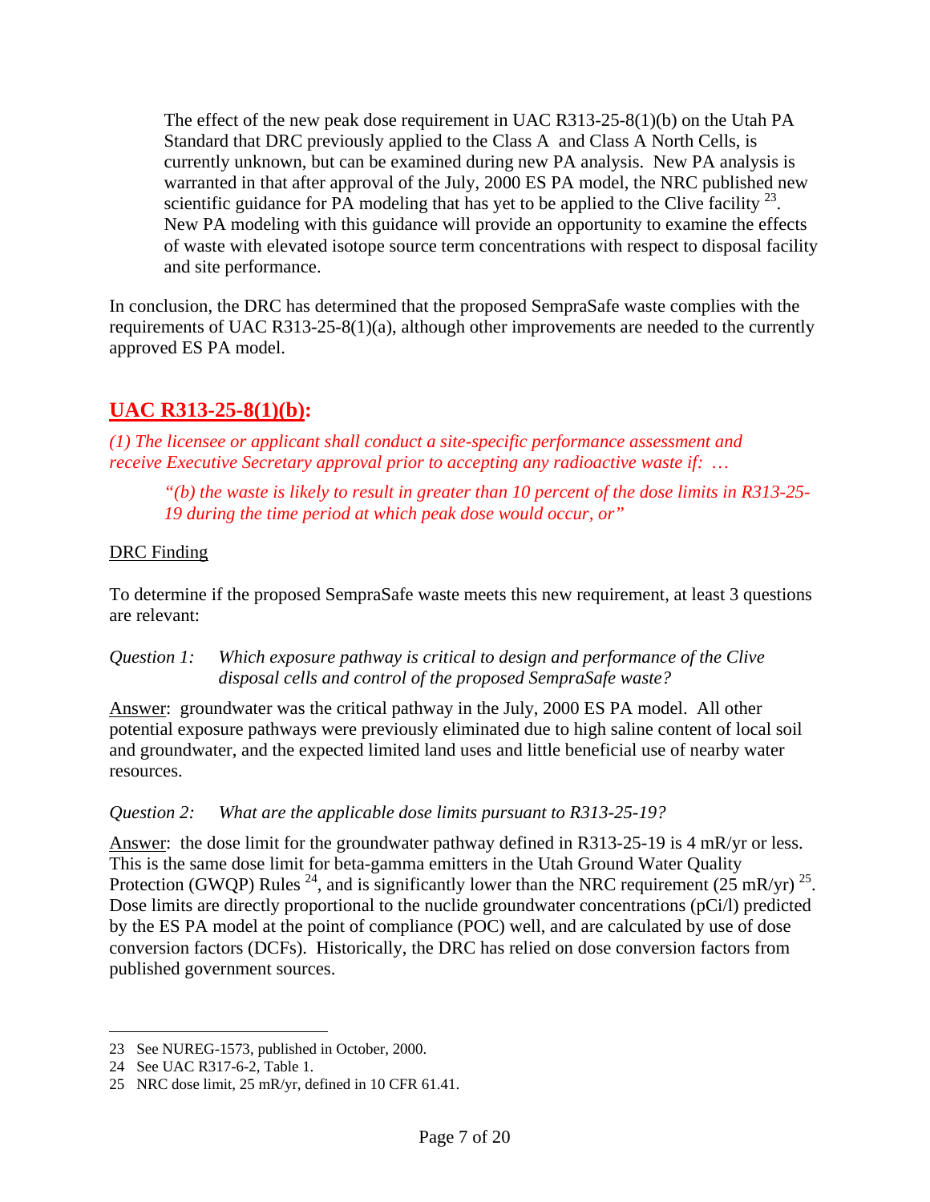> The effect of the new peak dose requirement in UAC R313-25-8(1)(b) on the Utah PA Standard that DRC previously applied to the Class A and Class A North Cells, is currently unknown, but can be examined during new PA analysis. New PA analysis is warranted in that after approval of the July, 2000 ES PA model, the NRC published new scientific guidance for PA modeling that has yet to be applied to the Clive facility [23]. New PA modeling with this guidance will provide an opportunity to examine the effects of waste with elevated isotope source term concentrations with respect to disposal facility and site performance.

In conclusion, the DRC has determined that the proposed SempraSafe waste complies with the requirements of UAC R313-25-8(1)(a), although other improvements are needed to the currently approved ES PA model.

## UAC R313-25-8(1)(b):

*(1) The licensee or applicant shall conduct a site-specific performance assessment and receive Executive Secretary approval prior to accepting any radioactive waste if: …*

> *"(b) the waste is likely to result in greater than 10 percent of the dose limits in R313-25-19 during the time period at which peak dose would occur, or"*

<u>DRC Finding</u>

To determine if the proposed SempraSafe waste meets this new requirement, at least 3 questions are relevant:

*Question 1: Which exposure pathway is critical to design and performance of the Clive disposal cells and control of the proposed SempraSafe waste?*

<u>Answer</u>: groundwater was the critical pathway in the July, 2000 ES PA model. All other potential exposure pathways were previously eliminated due to high saline content of local soil and groundwater, and the expected limited land uses and little beneficial use of nearby water resources.

*Question 2: What are the applicable dose limits pursuant to R313-25-19?*

<u>Answer</u>: the dose limit for the groundwater pathway defined in R313-25-19 is 4 mR/yr or less. This is the same dose limit for beta-gamma emitters in the Utah Ground Water Quality Protection (GWQP) Rules [24], and is significantly lower than the NRC requirement (25 mR/yr) [25]. Dose limits are directly proportional to the nuclide groundwater concentrations (pCi/l) predicted by the ES PA model at the point of compliance (POC) well, and are calculated by use of dose conversion factors (DCFs). Historically, the DRC has relied on dose conversion factors from published government sources.

---

23 See NUREG-1573, published in October, 2000.

24 See UAC R317-6-2, Table 1.

25 NRC dose limit, 25 mR/yr, defined in 10 CFR 61.41.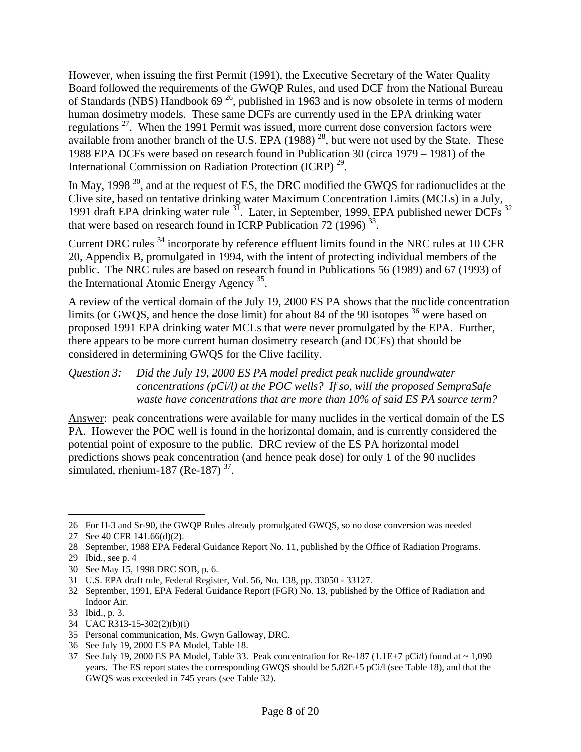However, when issuing the first Permit (1991), the Executive Secretary of the Water Quality Board followed the requirements of the GWQP Rules, and used DCF from the National Bureau of Standards (NBS) Handbook 69 [26], published in 1963 and is now obsolete in terms of modern human dosimetry models. These same DCFs are currently used in the EPA drinking water regulations [27]. When the 1991 Permit was issued, more current dose conversion factors were available from another branch of the U.S. EPA (1988) [28], but were not used by the State. These 1988 EPA DCFs were based on research found in Publication 30 (circa 1979 – 1981) of the International Commission on Radiation Protection (ICRP) [29].

In May, 1998 [30], and at the request of ES, the DRC modified the GWQS for radionuclides at the Clive site, based on tentative drinking water Maximum Concentration Limits (MCLs) in a July, 1991 draft EPA drinking water rule [31]. Later, in September, 1999, EPA published newer DCFs [32] that were based on research found in ICRP Publication 72 (1996) [33].

Current DRC rules [34] incorporate by reference effluent limits found in the NRC rules at 10 CFR 20, Appendix B, promulgated in 1994, with the intent of protecting individual members of the public. The NRC rules are based on research found in Publications 56 (1989) and 67 (1993) of the International Atomic Energy Agency [35].

A review of the vertical domain of the July 19, 2000 ES PA shows that the nuclide concentration limits (or GWQS, and hence the dose limit) for about 84 of the 90 isotopes [36] were based on proposed 1991 EPA drinking water MCLs that were never promulgated by the EPA. Further, there appears to be more current human dosimetry research (and DCFs) that should be considered in determining GWQS for the Clive facility.

*Question 3: Did the July 19, 2000 ES PA model predict peak nuclide groundwater concentrations (pCi/l) at the POC wells? If so, will the proposed SempraSafe waste have concentrations that are more than 10% of said ES PA source term?*

<u>Answer</u>: peak concentrations were available for many nuclides in the vertical domain of the ES PA. However the POC well is found in the horizontal domain, and is currently considered the potential point of exposure to the public. DRC review of the ES PA horizontal model predictions shows peak concentration (and hence peak dose) for only 1 of the 90 nuclides simulated, rhenium-187 (Re-187) [37].

---

26 For H-3 and Sr-90, the GWQP Rules already promulgated GWQS, so no dose conversion was needed

27 See 40 CFR 141.66(d)(2).

28 September, 1988 EPA Federal Guidance Report No. 11, published by the Office of Radiation Programs.

29 Ibid., see p. 4

30 See May 15, 1998 DRC SOB, p. 6.

31 U.S. EPA draft rule, Federal Register, Vol. 56, No. 138, pp. 33050 - 33127.

32 September, 1991, EPA Federal Guidance Report (FGR) No. 13, published by the Office of Radiation and Indoor Air.

33 Ibid., p. 3.

34 UAC R313-15-302(2)(b)(i)

35 Personal communication, Ms. Gwyn Galloway, DRC.

36 See July 19, 2000 ES PA Model, Table 18.

37 See July 19, 2000 ES PA Model, Table 33. Peak concentration for Re-187 (1.1E+7 pCi/l) found at ~ 1,090 years. The ES report states the corresponding GWQS should be 5.82E+5 pCi/l (see Table 18), and that the GWQS was exceeded in 745 years (see Table 32).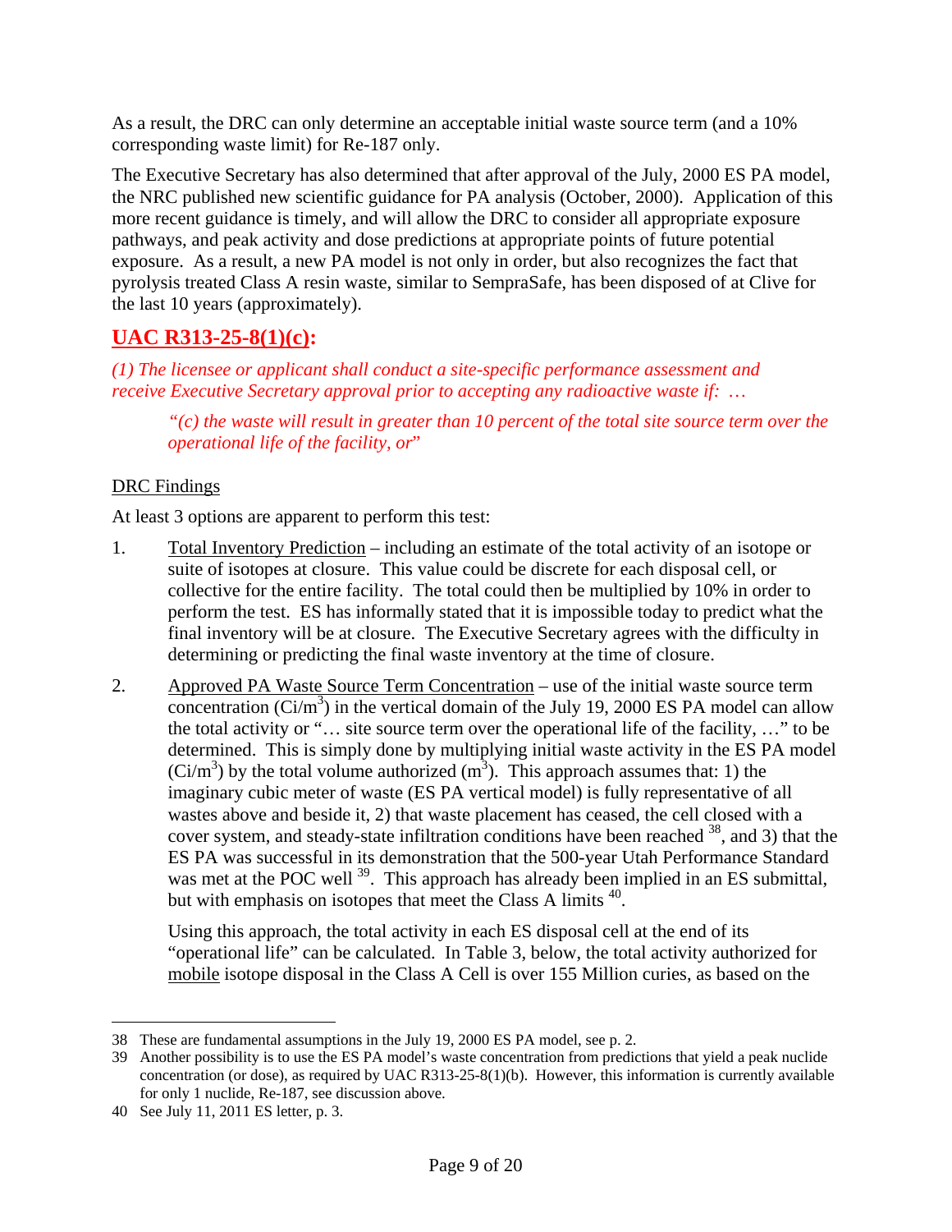As a result, the DRC can only determine an acceptable initial waste source term (and a 10% corresponding waste limit) for Re-187 only.

The Executive Secretary has also determined that after approval of the July, 2000 ES PA model, the NRC published new scientific guidance for PA analysis (October, 2000). Application of this more recent guidance is timely, and will allow the DRC to consider all appropriate exposure pathways, and peak activity and dose predictions at appropriate points of future potential exposure. As a result, a new PA model is not only in order, but also recognizes the fact that pyrolysis treated Class A resin waste, similar to SempraSafe, has been disposed of at Clive for the last 10 years (approximately).

## UAC R313-25-8(1)(c):

*(1) The licensee or applicant shall conduct a site-specific performance assessment and receive Executive Secretary approval prior to accepting any radioactive waste if: …*

> *"(c) the waste will result in greater than 10 percent of the total site source term over the operational life of the facility, or"*

DRC Findings

At least 3 options are apparent to perform this test:

1. Total Inventory Prediction – including an estimate of the total activity of an isotope or suite of isotopes at closure. This value could be discrete for each disposal cell, or collective for the entire facility. The total could then be multiplied by 10% in order to perform the test. ES has informally stated that it is impossible today to predict what the final inventory will be at closure. The Executive Secretary agrees with the difficulty in determining or predicting the final waste inventory at the time of closure.

2. Approved PA Waste Source Term Concentration – use of the initial waste source term concentration ($Ci/m^3$) in the vertical domain of the July 19, 2000 ES PA model can allow the total activity or "… site source term over the operational life of the facility, …" to be determined. This is simply done by multiplying initial waste activity in the ES PA model ($Ci/m^3$) by the total volume authorized ($m^3$). This approach assumes that: 1) the imaginary cubic meter of waste (ES PA vertical model) is fully representative of all wastes above and beside it, 2) that waste placement has ceased, the cell closed with a cover system, and steady-state infiltration conditions have been reached [38], and 3) that the ES PA was successful in its demonstration that the 500-year Utah Performance Standard was met at the POC well [39]. This approach has already been implied in an ES submittal, but with emphasis on isotopes that meet the Class A limits [40].

   Using this approach, the total activity in each ES disposal cell at the end of its "operational life" can be calculated. In Table 3, below, the total activity authorized for mobile isotope disposal in the Class A Cell is over 155 Million curies, as based on the

---

38 These are fundamental assumptions in the July 19, 2000 ES PA model, see p. 2.

39 Another possibility is to use the ES PA model's waste concentration from predictions that yield a peak nuclide concentration (or dose), as required by UAC R313-25-8(1)(b). However, this information is currently available for only 1 nuclide, Re-187, see discussion above.

40 See July 11, 2011 ES letter, p. 3.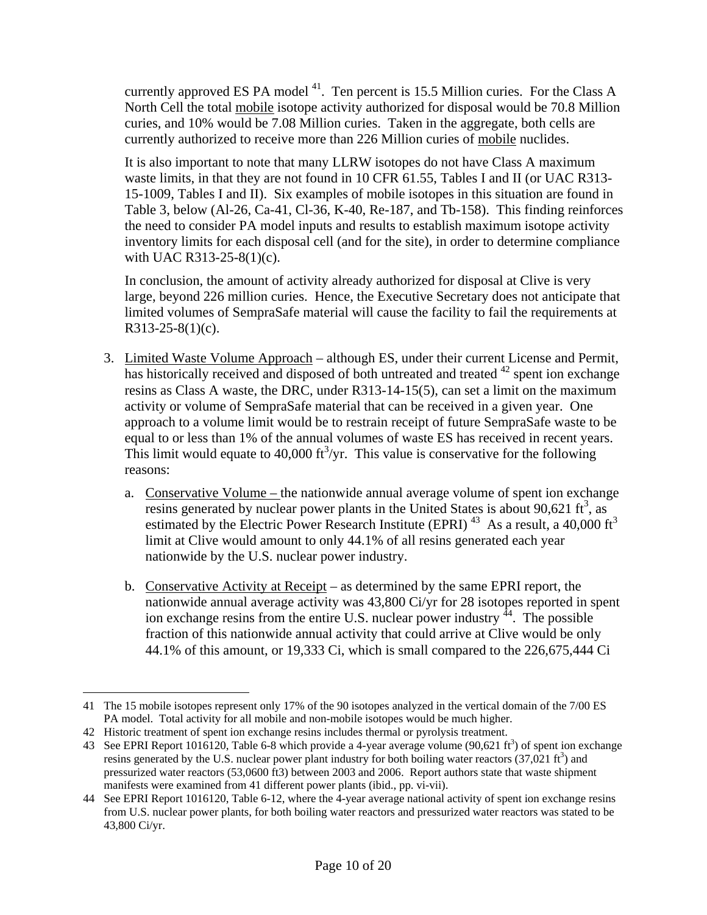currently approved ES PA model [41]. Ten percent is 15.5 Million curies. For the Class A North Cell the total mobile isotope activity authorized for disposal would be 70.8 Million curies, and 10% would be 7.08 Million curies. Taken in the aggregate, both cells are currently authorized to receive more than 226 Million curies of mobile nuclides.

It is also important to note that many LLRW isotopes do not have Class A maximum waste limits, in that they are not found in 10 CFR 61.55, Tables I and II (or UAC R313-15-1009, Tables I and II). Six examples of mobile isotopes in this situation are found in Table 3, below (Al-26, Ca-41, Cl-36, K-40, Re-187, and Tb-158). This finding reinforces the need to consider PA model inputs and results to establish maximum isotope activity inventory limits for each disposal cell (and for the site), in order to determine compliance with UAC R313-25-8(1)(c).

In conclusion, the amount of activity already authorized for disposal at Clive is very large, beyond 226 million curies. Hence, the Executive Secretary does not anticipate that limited volumes of SempraSafe material will cause the facility to fail the requirements at R313-25-8(1)(c).

3. Limited Waste Volume Approach – although ES, under their current License and Permit, has historically received and disposed of both untreated and treated [42] spent ion exchange resins as Class A waste, the DRC, under R313-14-15(5), can set a limit on the maximum activity or volume of SempraSafe material that can be received in a given year. One approach to a volume limit would be to restrain receipt of future SempraSafe waste to be equal to or less than 1% of the annual volumes of waste ES has received in recent years. This limit would equate to 40,000 $ft^3$/yr. This value is conservative for the following reasons:

   a. Conservative Volume – the nationwide annual average volume of spent ion exchange resins generated by nuclear power plants in the United States is about 90,621 $ft^3$, as estimated by the Electric Power Research Institute (EPRI) [43] As a result, a 40,000 $ft^3$ limit at Clive would amount to only 44.1% of all resins generated each year nationwide by the U.S. nuclear power industry.

   b. Conservative Activity at Receipt – as determined by the same EPRI report, the nationwide annual average activity was 43,800 Ci/yr for 28 isotopes reported in spent ion exchange resins from the entire U.S. nuclear power industry [44]. The possible fraction of this nationwide annual activity that could arrive at Clive would be only 44.1% of this amount, or 19,333 Ci, which is small compared to the 226,675,444 Ci

---

41 The 15 mobile isotopes represent only 17% of the 90 isotopes analyzed in the vertical domain of the 7/00 ES PA model. Total activity for all mobile and non-mobile isotopes would be much higher.

42 Historic treatment of spent ion exchange resins includes thermal or pyrolysis treatment.

43 See EPRI Report 1016120, Table 6-8 which provide a 4-year average volume (90,621 $ft^3$) of spent ion exchange resins generated by the U.S. nuclear power plant industry for both boiling water reactors (37,021 $ft^3$) and pressurized water reactors (53,0600 ft3) between 2003 and 2006. Report authors state that waste shipment manifests were examined from 41 different power plants (ibid., pp. vi-vii).

44 See EPRI Report 1016120, Table 6-12, where the 4-year average national activity of spent ion exchange resins from U.S. nuclear power plants, for both boiling water reactors and pressurized water reactors was stated to be 43,800 Ci/yr.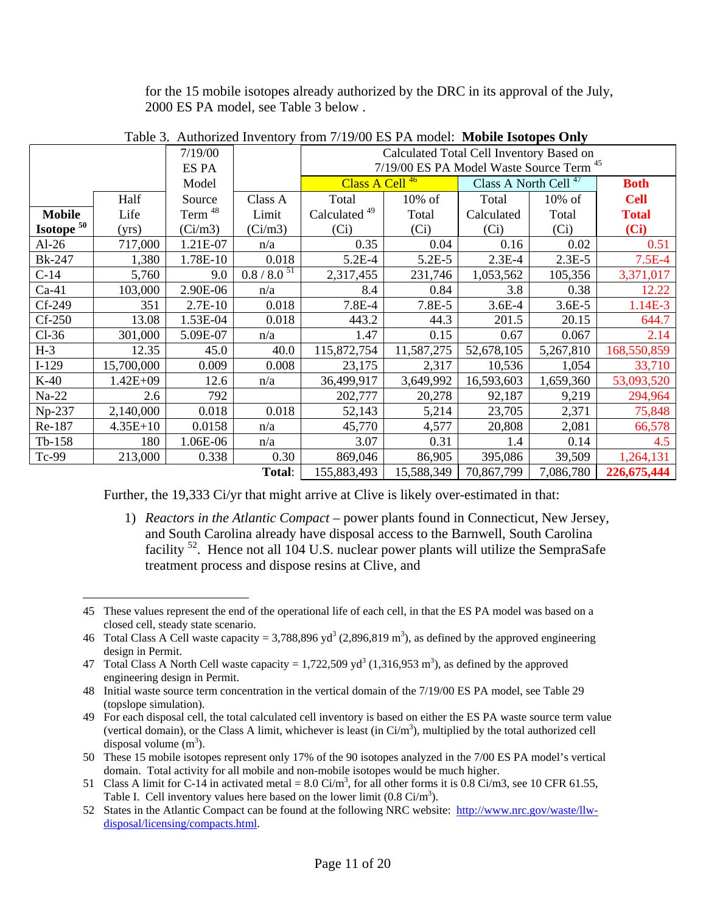for the 15 mobile isotopes already authorized by the DRC in its approval of the July, 2000 ES PA model, see Table 3 below .

Table 3. Authorized Inventory from 7/19/00 ES PA model: **Mobile Isotopes Only**

| | | 7/19/00 ES PA Model | | Calculated Total Cell Inventory Based on 7/19/00 ES PA Model Waste Source Term [45] | | | | |
|---|---|---|---|---|---|---|---|---|
| | | | | Class A Cell [46] | | Class A North Cell [47] | | **Both** |
| **Mobile Isotope [50]** | Half Life (yrs) | Source Term [48] (Ci/m3) | Class A Limit (Ci/m3) | Total Calculated [49] (Ci) | 10% of Total (Ci) | Total Calculated (Ci) | 10% of Total (Ci) | **Cell Total (Ci)** |
| Al-26 | 717,000 | 1.21E-07 | n/a | 0.35 | 0.04 | 0.16 | 0.02 | 0.51 |
| Bk-247 | 1,380 | 1.78E-10 | 0.018 | 5.2E-4 | 5.2E-5 | 2.3E-4 | 2.3E-5 | 7.5E-4 |
| C-14 | 5,760 | 9.0 | 0.8 / 8.0 [51] | 2,317,455 | 231,746 | 1,053,562 | 105,356 | 3,371,017 |
| Ca-41 | 103,000 | 2.90E-06 | n/a | 8.4 | 0.84 | 3.8 | 0.38 | 12.22 |
| Cf-249 | 351 | 2.7E-10 | 0.018 | 7.8E-4 | 7.8E-5 | 3.6E-4 | 3.6E-5 | 1.14E-3 |
| Cf-250 | 13.08 | 1.53E-04 | 0.018 | 443.2 | 44.3 | 201.5 | 20.15 | 644.7 |
| Cl-36 | 301,000 | 5.09E-07 | n/a | 1.47 | 0.15 | 0.67 | 0.067 | 2.14 |
| H-3 | 12.35 | 45.0 | 40.0 | 115,872,754 | 11,587,275 | 52,678,105 | 5,267,810 | 168,550,859 |
| I-129 | 15,700,000 | 0.009 | 0.008 | 23,175 | 2,317 | 10,536 | 1,054 | 33,710 |
| K-40 | 1.42E+09 | 12.6 | n/a | 36,499,917 | 3,649,992 | 16,593,603 | 1,659,360 | 53,093,520 |
| Na-22 | 2.6 | 792 | | 202,777 | 20,278 | 92,187 | 9,219 | 294,964 |
| Np-237 | 2,140,000 | 0.018 | 0.018 | 52,143 | 5,214 | 23,705 | 2,371 | 75,848 |
| Re-187 | 4.35E+10 | 0.0158 | n/a | 45,770 | 4,577 | 20,808 | 2,081 | 66,578 |
| Tb-158 | 180 | 1.06E-06 | n/a | 3.07 | 0.31 | 1.4 | 0.14 | 4.5 |
| Tc-99 | 213,000 | 0.338 | 0.30 | 869,046 | 86,905 | 395,086 | 39,509 | 1,264,131 |
| | | | **Total**: | 155,883,493 | 15,588,349 | 70,867,799 | 7,086,780 | **226,675,444** |

Further, the 19,333 Ci/yr that might arrive at Clive is likely over-estimated in that:

1) *Reactors in the Atlantic Compact* – power plants found in Connecticut, New Jersey, and South Carolina already have disposal access to the Barnwell, South Carolina facility [52]. Hence not all 104 U.S. nuclear power plants will utilize the SempraSafe treatment process and dispose resins at Clive, and

---

45 These values represent the end of the operational life of each cell, in that the ES PA model was based on a closed cell, steady state scenario.

46 Total Class A Cell waste capacity = 3,788,896 yd$^3$ (2,896,819 m$^3$), as defined by the approved engineering design in Permit.

47 Total Class A North Cell waste capacity = 1,722,509 yd$^3$ (1,316,953 m$^3$), as defined by the approved engineering design in Permit.

48 Initial waste source term concentration in the vertical domain of the 7/19/00 ES PA model, see Table 29 (topslope simulation).

49 For each disposal cell, the total calculated cell inventory is based on either the ES PA waste source term value (vertical domain), or the Class A limit, whichever is least (in Ci/m$^3$), multiplied by the total authorized cell disposal volume (m$^3$).

50 These 15 mobile isotopes represent only 17% of the 90 isotopes analyzed in the 7/00 ES PA model's vertical domain. Total activity for all mobile and non-mobile isotopes would be much higher.

51 Class A limit for C-14 in activated metal = 8.0 Ci/m$^3$, for all other forms it is 0.8 Ci/m3, see 10 CFR 61.55, Table I. Cell inventory values here based on the lower limit (0.8 Ci/m$^3$).

52 States in the Atlantic Compact can be found at the following NRC website: http://www.nrc.gov/waste/llw-disposal/licensing/compacts.html.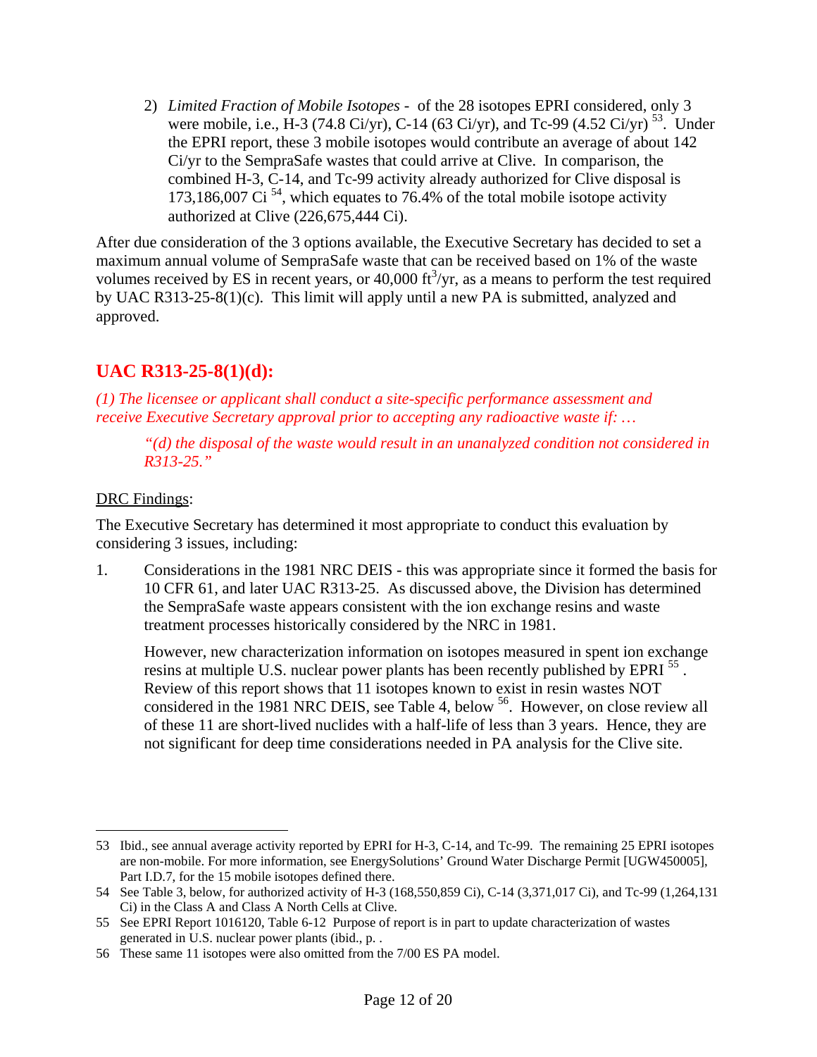2) *Limited Fraction of Mobile Isotopes* - of the 28 isotopes EPRI considered, only 3 were mobile, i.e., H-3 (74.8 Ci/yr), C-14 (63 Ci/yr), and Tc-99 (4.52 Ci/yr) [53]. Under the EPRI report, these 3 mobile isotopes would contribute an average of about 142 Ci/yr to the SempraSafe wastes that could arrive at Clive. In comparison, the combined H-3, C-14, and Tc-99 activity already authorized for Clive disposal is 173,186,007 Ci [54], which equates to 76.4% of the total mobile isotope activity authorized at Clive (226,675,444 Ci).

After due consideration of the 3 options available, the Executive Secretary has decided to set a maximum annual volume of SempraSafe waste that can be received based on 1% of the waste volumes received by ES in recent years, or 40,000 $ft^3$/yr, as a means to perform the test required by UAC R313-25-8(1)(c). This limit will apply until a new PA is submitted, analyzed and approved.

## UAC R313-25-8(1)(d):

*(1) The licensee or applicant shall conduct a site-specific performance assessment and receive Executive Secretary approval prior to accepting any radioactive waste if: …*

> *"(d) the disposal of the waste would result in an unanalyzed condition not considered in R313-25."*

DRC Findings:

The Executive Secretary has determined it most appropriate to conduct this evaluation by considering 3 issues, including:

1. Considerations in the 1981 NRC DEIS - this was appropriate since it formed the basis for 10 CFR 61, and later UAC R313-25. As discussed above, the Division has determined the SempraSafe waste appears consistent with the ion exchange resins and waste treatment processes historically considered by the NRC in 1981.

   However, new characterization information on isotopes measured in spent ion exchange resins at multiple U.S. nuclear power plants has been recently published by EPRI [55]. Review of this report shows that 11 isotopes known to exist in resin wastes NOT considered in the 1981 NRC DEIS, see Table 4, below [56]. However, on close review all of these 11 are short-lived nuclides with a half-life of less than 3 years. Hence, they are not significant for deep time considerations needed in PA analysis for the Clive site.

---

53 Ibid., see annual average activity reported by EPRI for H-3, C-14, and Tc-99. The remaining 25 EPRI isotopes are non-mobile. For more information, see EnergySolutions' Ground Water Discharge Permit [UGW450005], Part I.D.7, for the 15 mobile isotopes defined there.

54 See Table 3, below, for authorized activity of H-3 (168,550,859 Ci), C-14 (3,371,017 Ci), and Tc-99 (1,264,131 Ci) in the Class A and Class A North Cells at Clive.

55 See EPRI Report 1016120, Table 6-12 Purpose of report is in part to update characterization of wastes generated in U.S. nuclear power plants (ibid., p. .

56 These same 11 isotopes were also omitted from the 7/00 ES PA model.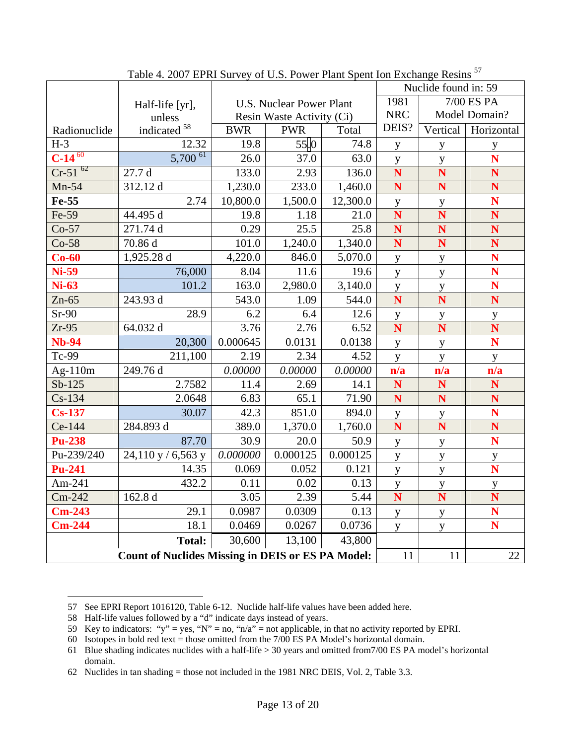Table 4. 2007 EPRI Survey of U.S. Power Plant Spent Ion Exchange Resins [57]

| Radionuclide | Half-life [yr], unless indicated [58] | U.S. Nuclear Power Plant Resin Waste Activity (Ci) | | | Nuclide found in: [59] | | |
|---|---|---|---|---|---|---|---|
| | | BWR | PWR | Total | 1981 NRC DEIS? | 7/00 ES PA Model Domain? Vertical | Horizontal |
| H-3 | 12.32 | 19.8 | 55.0 | 74.8 | y | y | y |
| **C-14** [60] | 5,700 [61] | 26.0 | 37.0 | 63.0 | y | y | **N** |
| Cr-51 [62] | 27.7 d | 133.0 | 2.93 | 136.0 | **N** | **N** | **N** |
| Mn-54 | 312.12 d | 1,230.0 | 233.0 | 1,460.0 | **N** | **N** | **N** |
| **Fe-55** | 2.74 | 10,800.0 | 1,500.0 | 12,300.0 | y | y | **N** |
| Fe-59 | 44.495 d | 19.8 | 1.18 | 21.0 | **N** | **N** | **N** |
| Co-57 | 271.74 d | 0.29 | 25.5 | 25.8 | **N** | **N** | **N** |
| Co-58 | 70.86 d | 101.0 | 1,240.0 | 1,340.0 | **N** | **N** | **N** |
| **Co-60** | 1,925.28 d | 4,220.0 | 846.0 | 5,070.0 | y | y | **N** |
| **Ni-59** | 76,000 | 8.04 | 11.6 | 19.6 | y | y | **N** |
| **Ni-63** | 101.2 | 163.0 | 2,980.0 | 3,140.0 | y | y | **N** |
| Zn-65 | 243.93 d | 543.0 | 1.09 | 544.0 | **N** | **N** | **N** |
| Sr-90 | 28.9 | 6.2 | 6.4 | 12.6 | y | y | y |
| Zr-95 | 64.032 d | 3.76 | 2.76 | 6.52 | **N** | **N** | **N** |
| **Nb-94** | 20,300 | 0.000645 | 0.0131 | 0.0138 | y | y | **N** |
| Tc-99 | 211,100 | 2.19 | 2.34 | 4.52 | y | y | y |
| Ag-110m | 249.76 d | *0.00000* | *0.00000* | *0.00000* | **n/a** | **n/a** | **n/a** |
| Sb-125 | 2.7582 | 11.4 | 2.69 | 14.1 | **N** | **N** | **N** |
| Cs-134 | 2.0648 | 6.83 | 65.1 | 71.90 | **N** | **N** | **N** |
| **Cs-137** | 30.07 | 42.3 | 851.0 | 894.0 | y | y | **N** |
| Ce-144 | 284.893 d | 389.0 | 1,370.0 | 1,760.0 | **N** | **N** | **N** |
| **Pu-238** | 87.70 | 30.9 | 20.0 | 50.9 | y | y | **N** |
| Pu-239/240 | 24,110 y / 6,563 y | *0.000000* | 0.000125 | 0.000125 | y | y | y |
| **Pu-241** | 14.35 | 0.069 | 0.052 | 0.121 | y | y | **N** |
| Am-241 | 432.2 | 0.11 | 0.02 | 0.13 | y | y | y |
| Cm-242 | 162.8 d | 3.05 | 2.39 | 5.44 | **N** | **N** | **N** |
| **Cm-243** | 29.1 | 0.0987 | 0.0309 | 0.13 | y | y | **N** |
| **Cm-244** | 18.1 | 0.0469 | 0.0267 | 0.0736 | y | y | **N** |
| | **Total:** | 30,600 | 13,100 | 43,800 | | | |
| **Count of Nuclides Missing in DEIS or ES PA Model:** | | | | | 11 | 11 | 22 |

---

57 See EPRI Report 1016120, Table 6-12. Nuclide half-life values have been added here.

58 Half-life values followed by a "d" indicate days instead of years.

59 Key to indicators: "y" = yes, "N" = no, "n/a" = not applicable, in that no activity reported by EPRI.

60 Isotopes in bold red text = those omitted from the 7/00 ES PA Model's horizontal domain.

61 Blue shading indicates nuclides with a half-life > 30 years and omitted from7/00 ES PA model's horizontal domain.

62 Nuclides in tan shading = those not included in the 1981 NRC DEIS, Vol. 2, Table 3.3.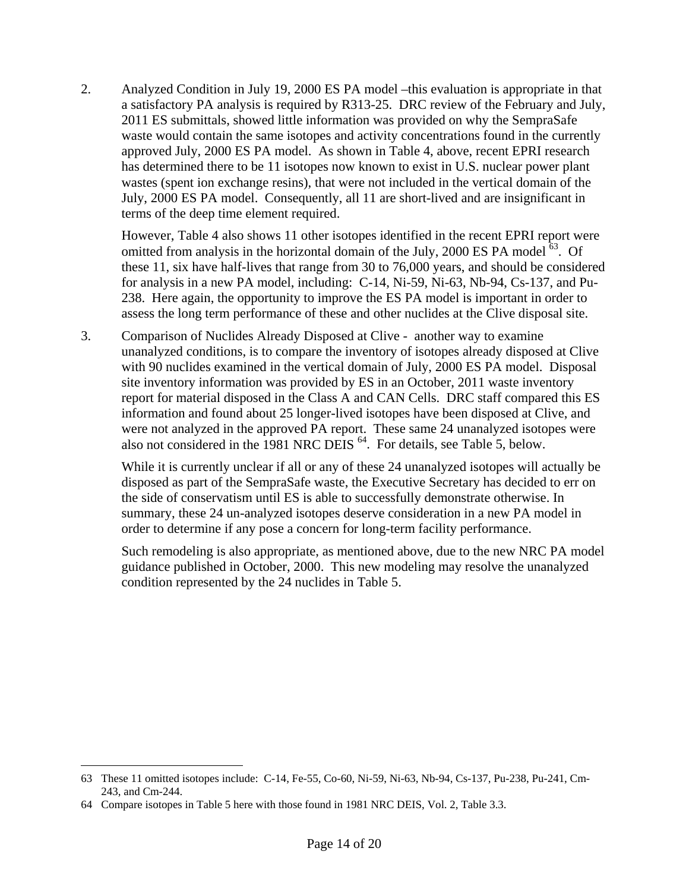2. Analyzed Condition in July 19, 2000 ES PA model –this evaluation is appropriate in that a satisfactory PA analysis is required by R313-25. DRC review of the February and July, 2011 ES submittals, showed little information was provided on why the SempraSafe waste would contain the same isotopes and activity concentrations found in the currently approved July, 2000 ES PA model. As shown in Table 4, above, recent EPRI research has determined there to be 11 isotopes now known to exist in U.S. nuclear power plant wastes (spent ion exchange resins), that were not included in the vertical domain of the July, 2000 ES PA model. Consequently, all 11 are short-lived and are insignificant in terms of the deep time element required.

   However, Table 4 also shows 11 other isotopes identified in the recent EPRI report were omitted from analysis in the horizontal domain of the July, 2000 ES PA model [63]. Of these 11, six have half-lives that range from 30 to 76,000 years, and should be considered for analysis in a new PA model, including: C-14, Ni-59, Ni-63, Nb-94, Cs-137, and Pu-238. Here again, the opportunity to improve the ES PA model is important in order to assess the long term performance of these and other nuclides at the Clive disposal site.

3. Comparison of Nuclides Already Disposed at Clive - another way to examine unanalyzed conditions, is to compare the inventory of isotopes already disposed at Clive with 90 nuclides examined in the vertical domain of July, 2000 ES PA model. Disposal site inventory information was provided by ES in an October, 2011 waste inventory report for material disposed in the Class A and CAN Cells. DRC staff compared this ES information and found about 25 longer-lived isotopes have been disposed at Clive, and were not analyzed in the approved PA report. These same 24 unanalyzed isotopes were also not considered in the 1981 NRC DEIS [64]. For details, see Table 5, below.

   While it is currently unclear if all or any of these 24 unanalyzed isotopes will actually be disposed as part of the SempraSafe waste, the Executive Secretary has decided to err on the side of conservatism until ES is able to successfully demonstrate otherwise. In summary, these 24 un-analyzed isotopes deserve consideration in a new PA model in order to determine if any pose a concern for long-term facility performance.

   Such remodeling is also appropriate, as mentioned above, due to the new NRC PA model guidance published in October, 2000. This new modeling may resolve the unanalyzed condition represented by the 24 nuclides in Table 5.

---

63 These 11 omitted isotopes include: C-14, Fe-55, Co-60, Ni-59, Ni-63, Nb-94, Cs-137, Pu-238, Pu-241, Cm-243, and Cm-244.

64 Compare isotopes in Table 5 here with those found in 1981 NRC DEIS, Vol. 2, Table 3.3.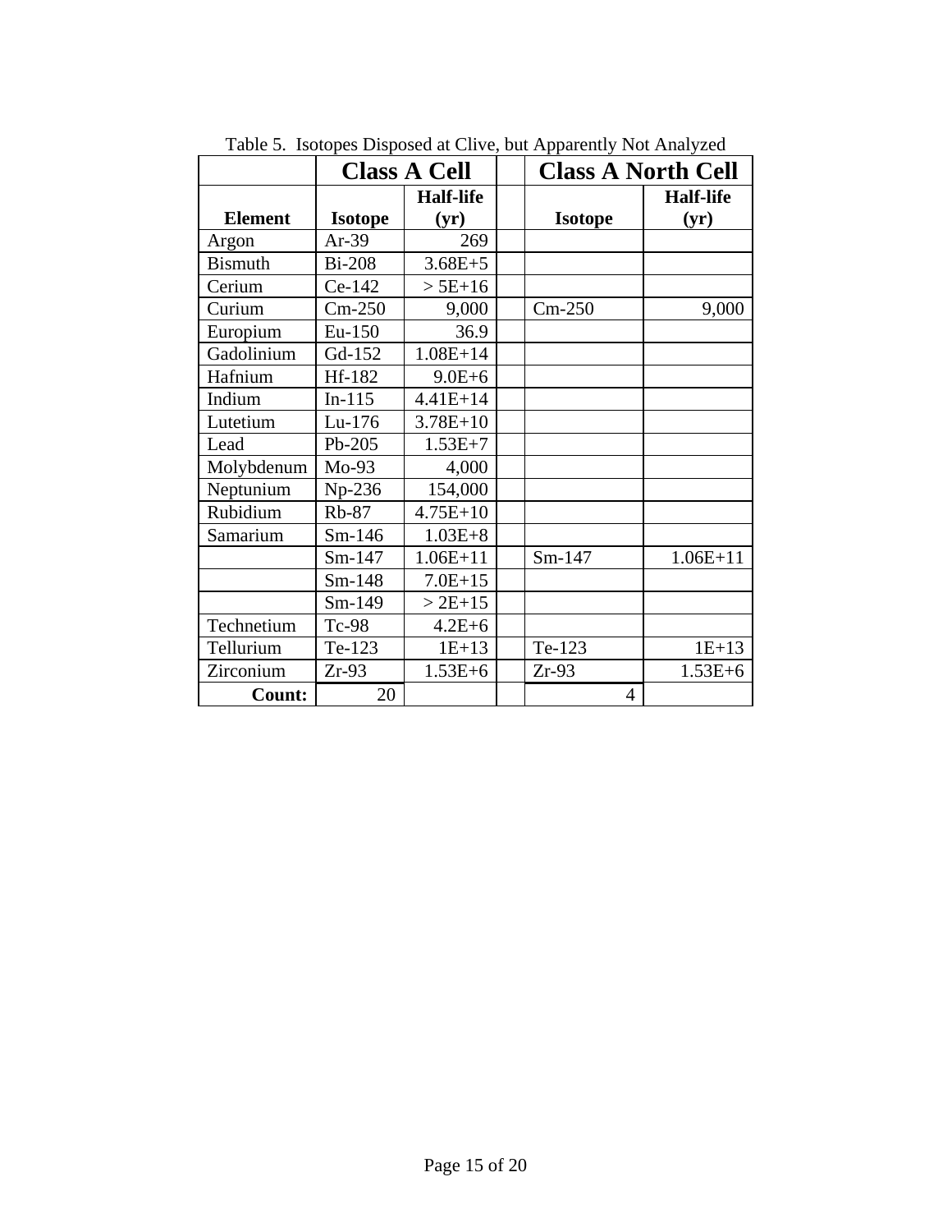Table 5. Isotopes Disposed at Clive, but Apparently Not Analyzed

| | **Class A Cell** | | | **Class A North Cell** | |
|---|---|---|---|---|---|
| **Element** | **Isotope** | **Half-life (yr)** | | **Isotope** | **Half-life (yr)** |
| Argon | Ar-39 | 269 | | | |
| Bismuth | Bi-208 | 3.68E+5 | | | |
| Cerium | Ce-142 | > 5E+16 | | | |
| Curium | Cm-250 | 9,000 | | Cm-250 | 9,000 |
| Europium | Eu-150 | 36.9 | | | |
| Gadolinium | Gd-152 | 1.08E+14 | | | |
| Hafnium | Hf-182 | 9.0E+6 | | | |
| Indium | In-115 | 4.41E+14 | | | |
| Lutetium | Lu-176 | 3.78E+10 | | | |
| Lead | Pb-205 | 1.53E+7 | | | |
| Molybdenum | Mo-93 | 4,000 | | | |
| Neptunium | Np-236 | 154,000 | | | |
| Rubidium | Rb-87 | 4.75E+10 | | | |
| Samarium | Sm-146 | 1.03E+8 | | | |
| | Sm-147 | 1.06E+11 | | Sm-147 | 1.06E+11 |
| | Sm-148 | 7.0E+15 | | | |
| | Sm-149 | > 2E+15 | | | |
| Technetium | Tc-98 | 4.2E+6 | | | |
| Tellurium | Te-123 | 1E+13 | | Te-123 | 1E+13 |
| Zirconium | Zr-93 | 1.53E+6 | | Zr-93 | 1.53E+6 |
| **Count:** | 20 | | | 4 | |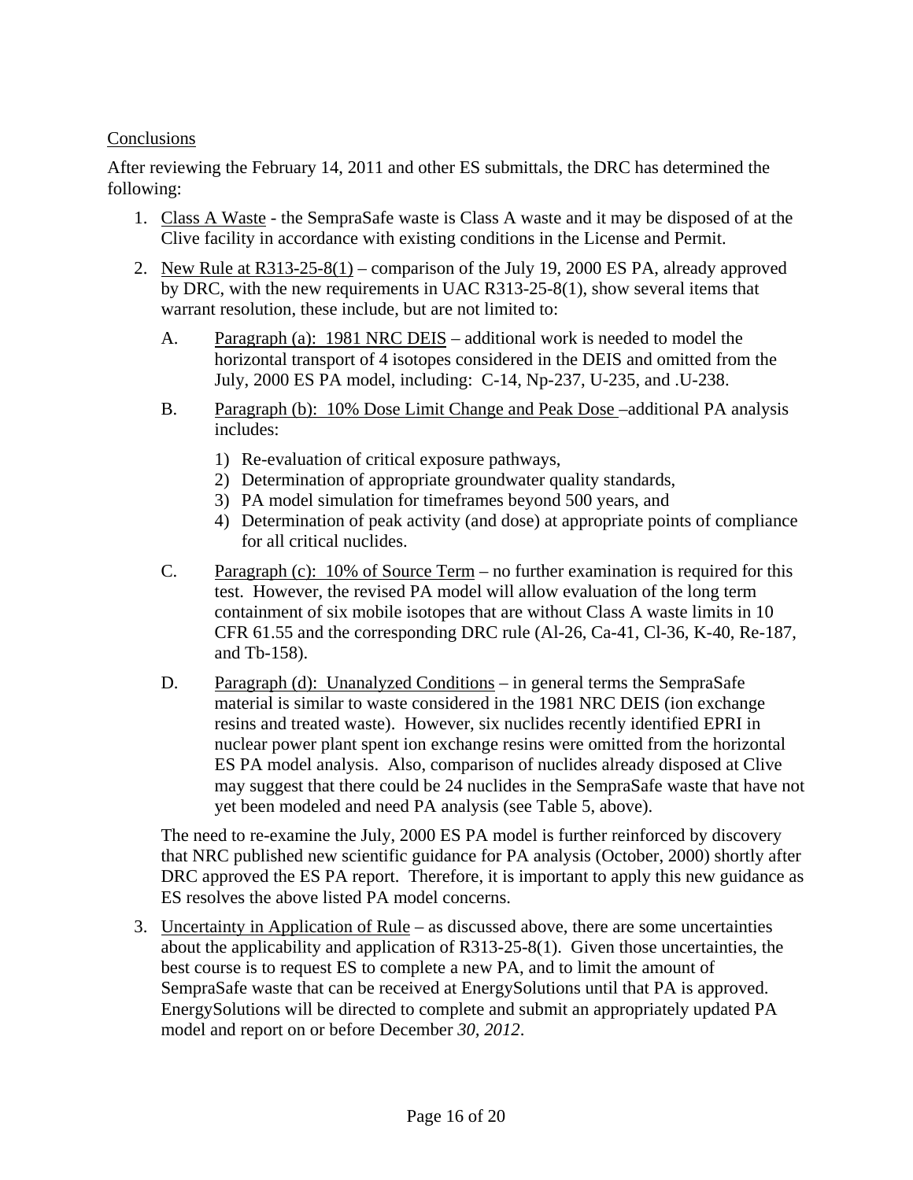Conclusions

After reviewing the February 14, 2011 and other ES submittals, the DRC has determined the following:

1. Class A Waste - the SempraSafe waste is Class A waste and it may be disposed of at the Clive facility in accordance with existing conditions in the License and Permit.

2. New Rule at R313-25-8(1) – comparison of the July 19, 2000 ES PA, already approved by DRC, with the new requirements in UAC R313-25-8(1), show several items that warrant resolution, these include, but are not limited to:

   A. Paragraph (a): 1981 NRC DEIS – additional work is needed to model the horizontal transport of 4 isotopes considered in the DEIS and omitted from the July, 2000 ES PA model, including: C-14, Np-237, U-235, and .U-238.

   B. Paragraph (b): 10% Dose Limit Change and Peak Dose –additional PA analysis includes:

      1) Re-evaluation of critical exposure pathways,
      2) Determination of appropriate groundwater quality standards,
      3) PA model simulation for timeframes beyond 500 years, and
      4) Determination of peak activity (and dose) at appropriate points of compliance for all critical nuclides.

   C. Paragraph (c): 10% of Source Term – no further examination is required for this test. However, the revised PA model will allow evaluation of the long term containment of six mobile isotopes that are without Class A waste limits in 10 CFR 61.55 and the corresponding DRC rule (Al-26, Ca-41, Cl-36, K-40, Re-187, and Tb-158).

   D. Paragraph (d): Unanalyzed Conditions – in general terms the SempraSafe material is similar to waste considered in the 1981 NRC DEIS (ion exchange resins and treated waste). However, six nuclides recently identified EPRI in nuclear power plant spent ion exchange resins were omitted from the horizontal ES PA model analysis. Also, comparison of nuclides already disposed at Clive may suggest that there could be 24 nuclides in the SempraSafe waste that have not yet been modeled and need PA analysis (see Table 5, above).

   The need to re-examine the July, 2000 ES PA model is further reinforced by discovery that NRC published new scientific guidance for PA analysis (October, 2000) shortly after DRC approved the ES PA report. Therefore, it is important to apply this new guidance as ES resolves the above listed PA model concerns.

3. Uncertainty in Application of Rule – as discussed above, there are some uncertainties about the applicability and application of R313-25-8(1). Given those uncertainties, the best course is to request ES to complete a new PA, and to limit the amount of SempraSafe waste that can be received at EnergySolutions until that PA is approved. EnergySolutions will be directed to complete and submit an appropriately updated PA model and report on or before December *30, 2012*.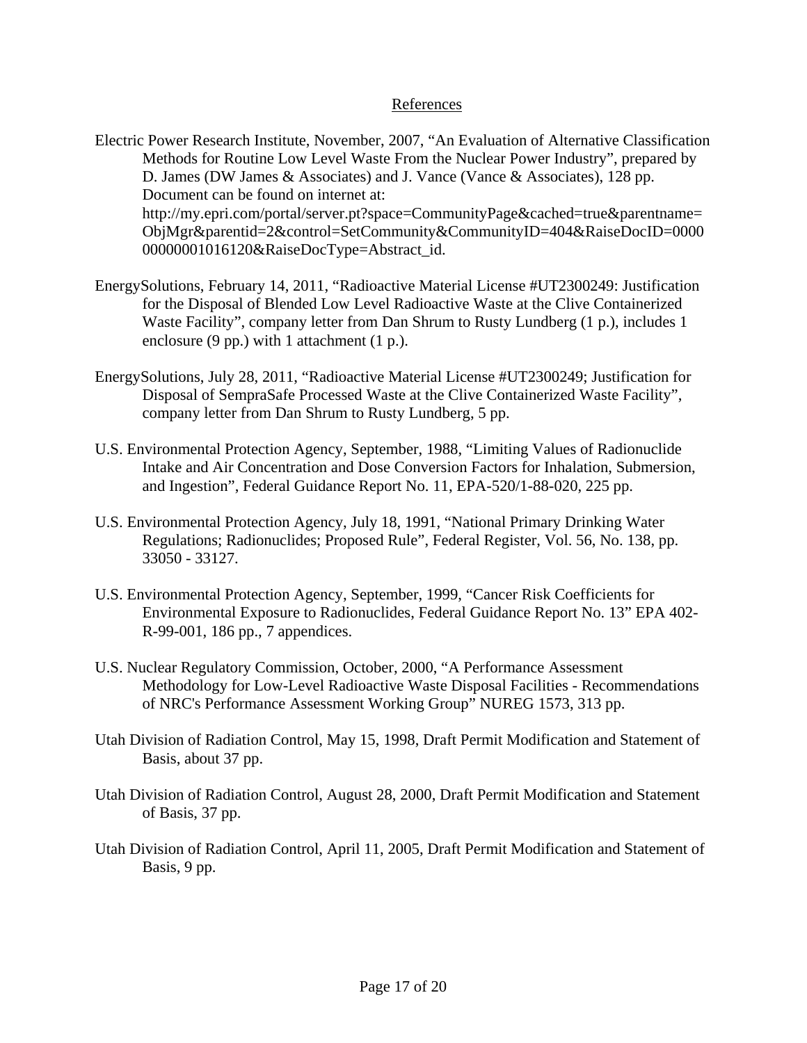## References

Electric Power Research Institute, November, 2007, "An Evaluation of Alternative Classification Methods for Routine Low Level Waste From the Nuclear Power Industry", prepared by D. James (DW James & Associates) and J. Vance (Vance & Associates), 128 pp. Document can be found on internet at: http://my.epri.com/portal/server.pt?space=CommunityPage&cached=true&parentname=ObjMgr&parentid=2&control=SetCommunity&CommunityID=404&RaiseDocID=000000000001016120&RaiseDocType=Abstract_id.

EnergySolutions, February 14, 2011, "Radioactive Material License #UT2300249: Justification for the Disposal of Blended Low Level Radioactive Waste at the Clive Containerized Waste Facility", company letter from Dan Shrum to Rusty Lundberg (1 p.), includes 1 enclosure (9 pp.) with 1 attachment (1 p.).

EnergySolutions, July 28, 2011, "Radioactive Material License #UT2300249; Justification for Disposal of SempraSafe Processed Waste at the Clive Containerized Waste Facility", company letter from Dan Shrum to Rusty Lundberg, 5 pp.

U.S. Environmental Protection Agency, September, 1988, "Limiting Values of Radionuclide Intake and Air Concentration and Dose Conversion Factors for Inhalation, Submersion, and Ingestion", Federal Guidance Report No. 11, EPA-520/1-88-020, 225 pp.

U.S. Environmental Protection Agency, July 18, 1991, "National Primary Drinking Water Regulations; Radionuclides; Proposed Rule", Federal Register, Vol. 56, No. 138, pp. 33050 - 33127.

U.S. Environmental Protection Agency, September, 1999, "Cancer Risk Coefficients for Environmental Exposure to Radionuclides, Federal Guidance Report No. 13" EPA 402-R-99-001, 186 pp., 7 appendices.

U.S. Nuclear Regulatory Commission, October, 2000, "A Performance Assessment Methodology for Low-Level Radioactive Waste Disposal Facilities - Recommendations of NRC's Performance Assessment Working Group" NUREG 1573, 313 pp.

Utah Division of Radiation Control, May 15, 1998, Draft Permit Modification and Statement of Basis, about 37 pp.

Utah Division of Radiation Control, August 28, 2000, Draft Permit Modification and Statement of Basis, 37 pp.

Utah Division of Radiation Control, April 11, 2005, Draft Permit Modification and Statement of Basis, 9 pp.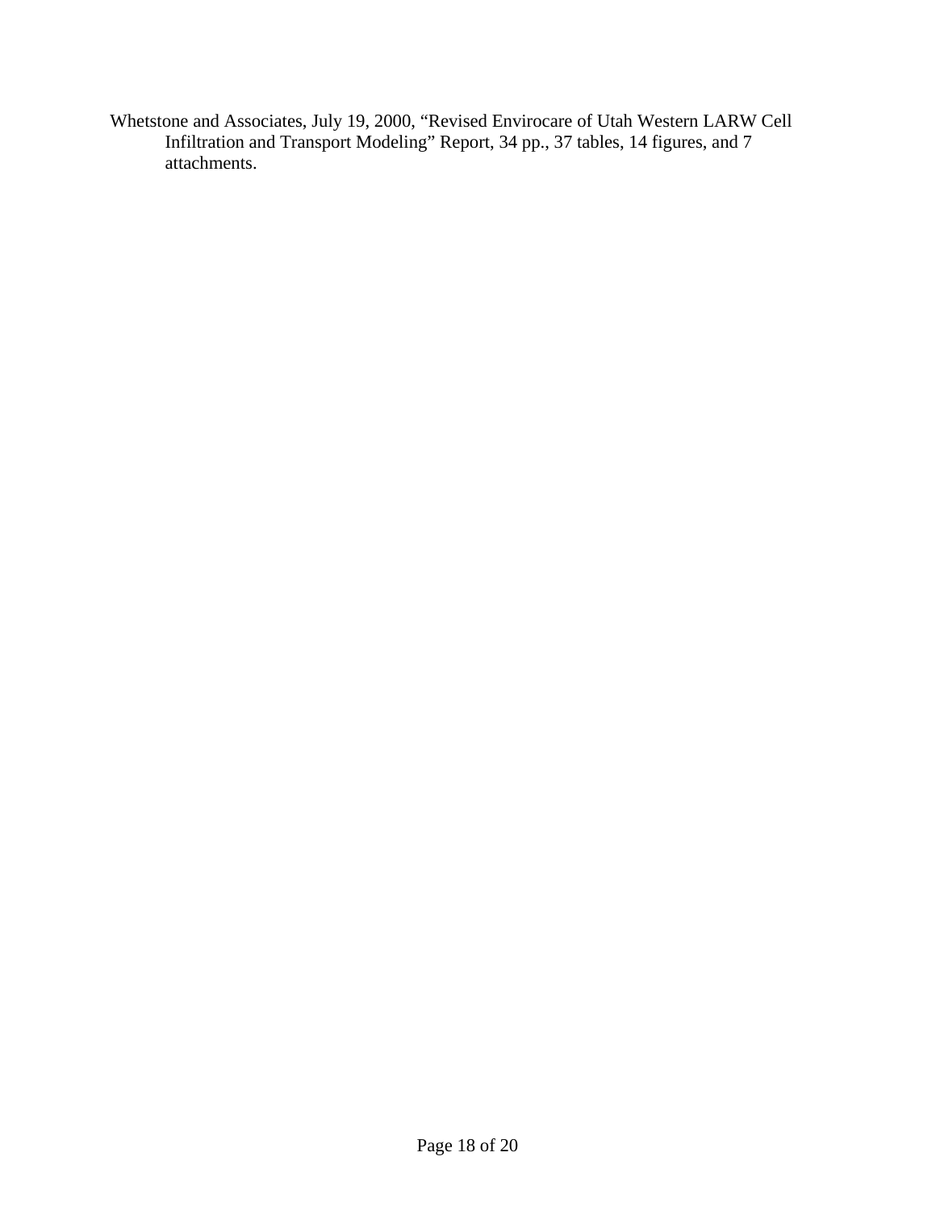Whetstone and Associates, July 19, 2000, “Revised Envirocare of Utah Western LARW Cell Infiltration and Transport Modeling” Report, 34 pp., 37 tables, 14 figures, and 7 attachments.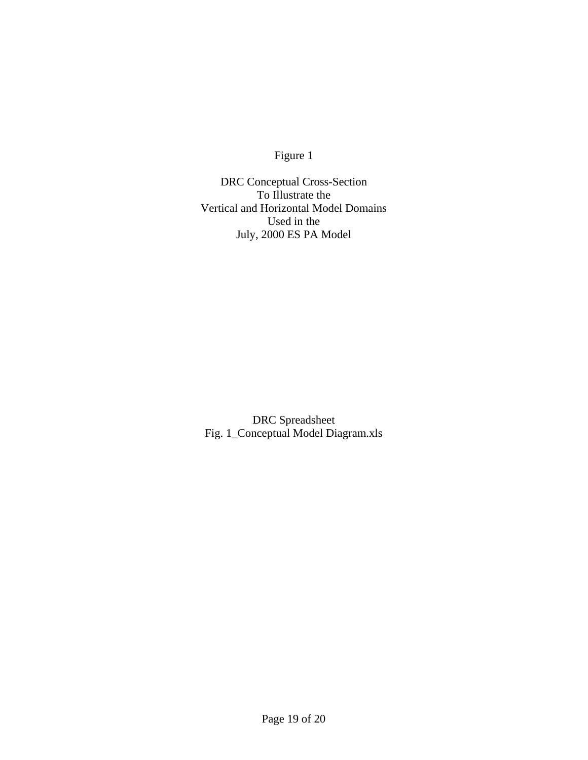Figure 1

DRC Conceptual Cross-Section
To Illustrate the
Vertical and Horizontal Model Domains
Used in the
July, 2000 ES PA Model

DRC Spreadsheet
Fig. 1_Conceptual Model Diagram.xls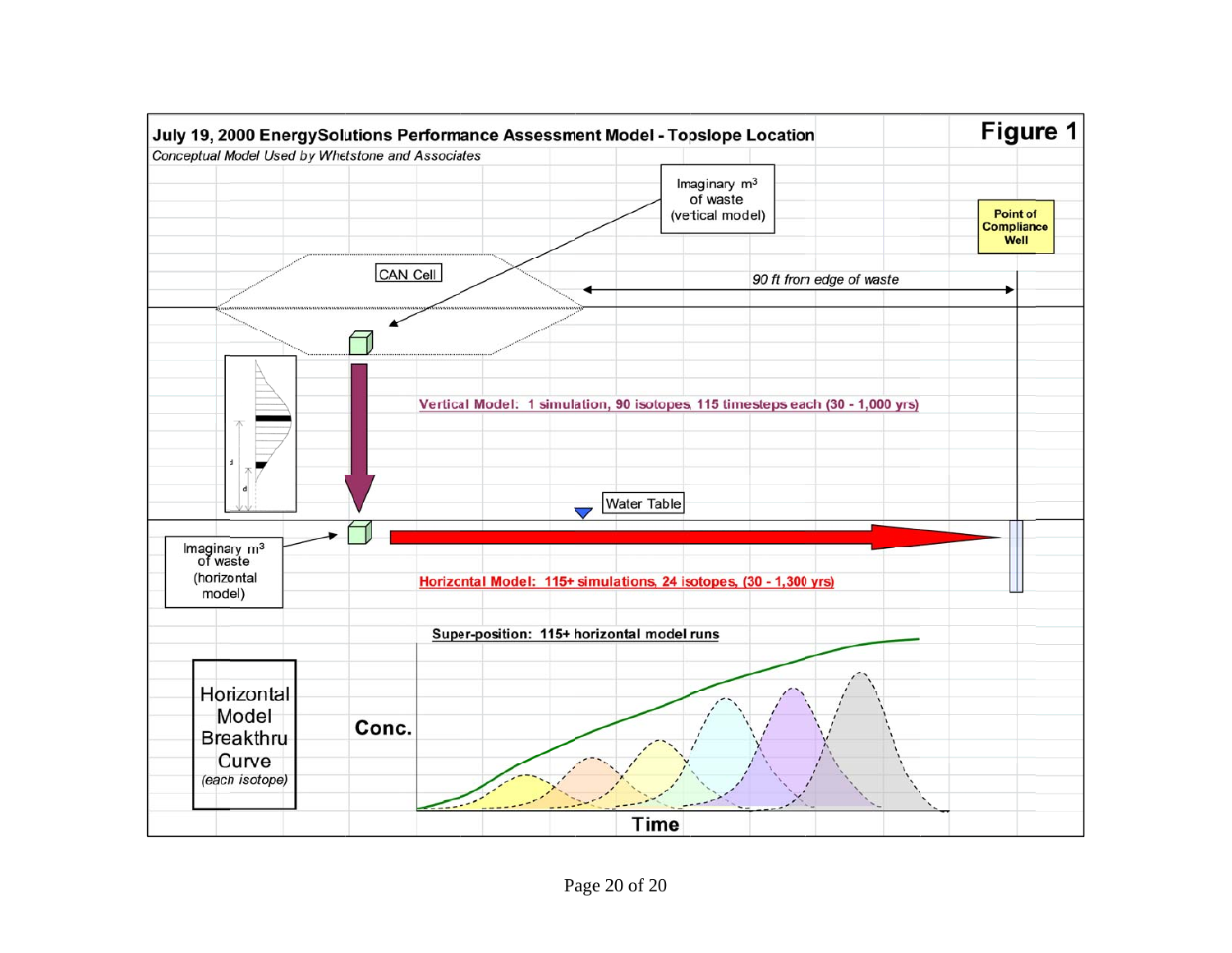**July 19, 2000 EnergySolutions Performance Assessment Model - Topslope Location**

*Conceptual Model Used by Whetstone and Associates*

**Figure 1**

Imaginary m³ of waste (vertical model)

CAN Cell

**Point of Compliance Well**

*90 ft from edge of waste*

Vertical Model: 1 simulation, 90 isotopes 115 timesteps each (30 - 1,000 yrs)

Water Table

Imaginary m³ of waste (horizontal model)

Horizontal Model: 115+ simulations, 24 isotopes, (30 - 1,300 yrs)

Super-position: 115+ horizontal model runs

Horizontal Model Breakthru Curve *(each isotope)*

Conc.

Time